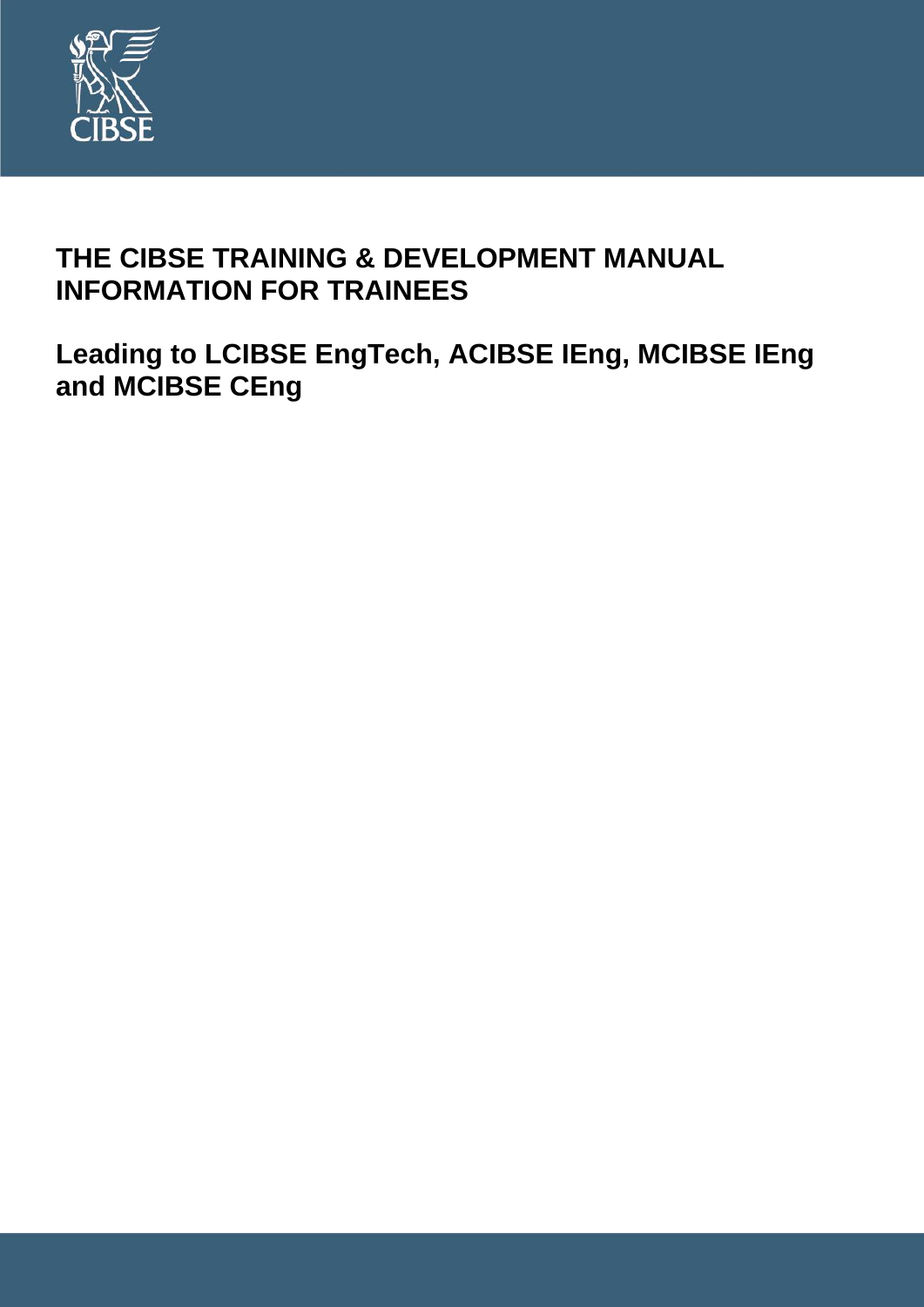# THE CIBSE TRAINING & DEVELOPMENT MANUAL INFORMATION FOR TRAINEES

## Leading to LCIBSE EngTech, ACIBSE IEng, MCIBSE IEng and MCIBSE CEng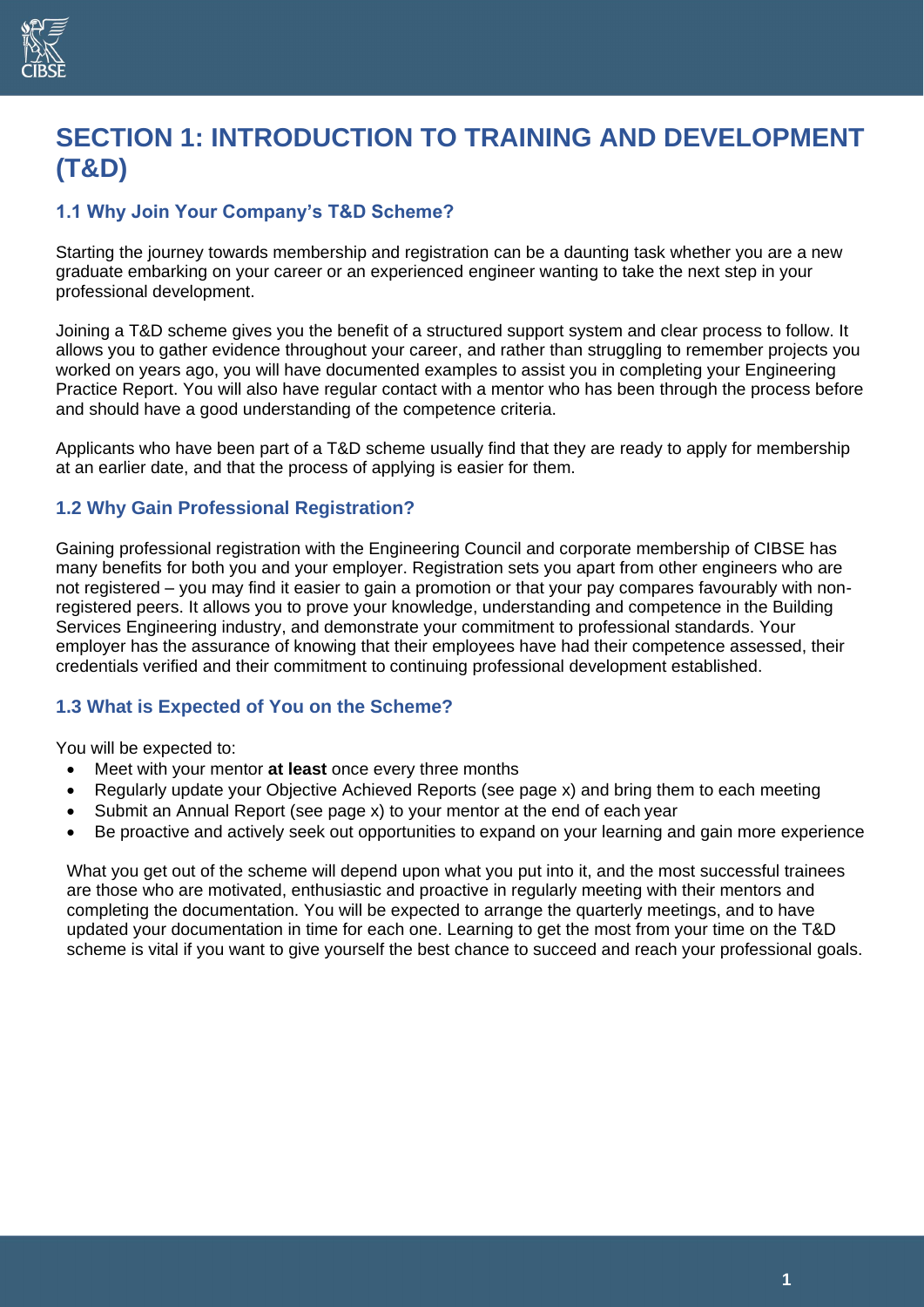# SECTION 1: INTRODUCTION TO TRAINING AND DEVELOPMENT (T&D)

## 1.1 Why Join Your Company's T&D Scheme?

Starting the journey towards membership and registration can be a daunting task whether you are a new graduate embarking on your career or an experienced engineer wanting to take the next step in your professional development.

Joining a T&D scheme gives you the benefit of a structured support system and clear process to follow. It allows you to gather evidence throughout your career, and rather than struggling to remember projects you worked on years ago, you will have documented examples to assist you in completing your Engineering Practice Report. You will also have regular contact with a mentor who has been through the process before and should have a good understanding of the competence criteria.

Applicants who have been part of a T&D scheme usually find that they are ready to apply for membership at an earlier date, and that the process of applying is easier for them.

## 1.2 Why Gain Professional Registration?

Gaining professional registration with the Engineering Council and corporate membership of CIBSE has many benefits for both you and your employer. Registration sets you apart from other engineers who are not registered – you may find it easier to gain a promotion or that your pay compares favourably with non-registered peers. It allows you to prove your knowledge, understanding and competence in the Building Services Engineering industry, and demonstrate your commitment to professional standards. Your employer has the assurance of knowing that their employees have had their competence assessed, their credentials verified and their commitment to continuing professional development established.

## 1.3 What is Expected of You on the Scheme?

You will be expected to:

- Meet with your mentor **at least** once every three months
- Regularly update your Objective Achieved Reports (see page x) and bring them to each meeting
- Submit an Annual Report (see page x) to your mentor at the end of each year
- Be proactive and actively seek out opportunities to expand on your learning and gain more experience

What you get out of the scheme will depend upon what you put into it, and the most successful trainees are those who are motivated, enthusiastic and proactive in regularly meeting with their mentors and completing the documentation. You will be expected to arrange the quarterly meetings, and to have updated your documentation in time for each one. Learning to get the most from your time on the T&D scheme is vital if you want to give yourself the best chance to succeed and reach your professional goals.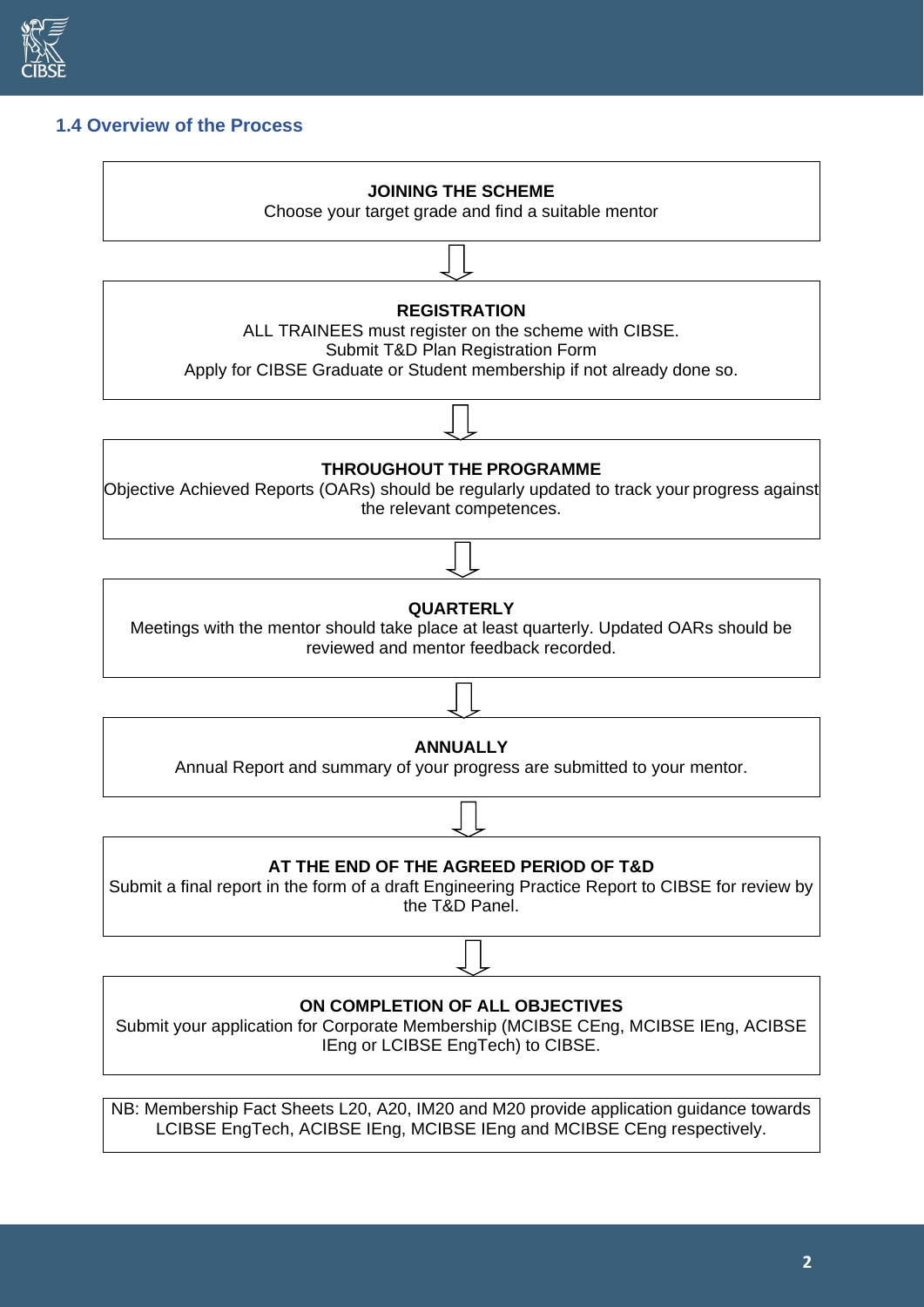### 1.4 Overview of the Process

**JOINING THE SCHEME**
Choose your target grade and find a suitable mentor

↓

**REGISTRATION**
ALL TRAINEES must register on the scheme with CIBSE.
Submit T&D Plan Registration Form
Apply for CIBSE Graduate or Student membership if not already done so.

↓

**THROUGHOUT THE PROGRAMME**
Objective Achieved Reports (OARs) should be regularly updated to track your progress against the relevant competences.

↓

**QUARTERLY**
Meetings with the mentor should take place at least quarterly. Updated OARs should be reviewed and mentor feedback recorded.

↓

**ANNUALLY**
Annual Report and summary of your progress are submitted to your mentor.

↓

**AT THE END OF THE AGREED PERIOD OF T&D**
Submit a final report in the form of a draft Engineering Practice Report to CIBSE for review by the T&D Panel.

↓

**ON COMPLETION OF ALL OBJECTIVES**
Submit your application for Corporate Membership (MCIBSE CEng, MCIBSE IEng, ACIBSE IEng or LCIBSE EngTech) to CIBSE.

NB: Membership Fact Sheets L20, A20, IM20 and M20 provide application guidance towards LCIBSE EngTech, ACIBSE IEng, MCIBSE IEng and MCIBSE CEng respectively.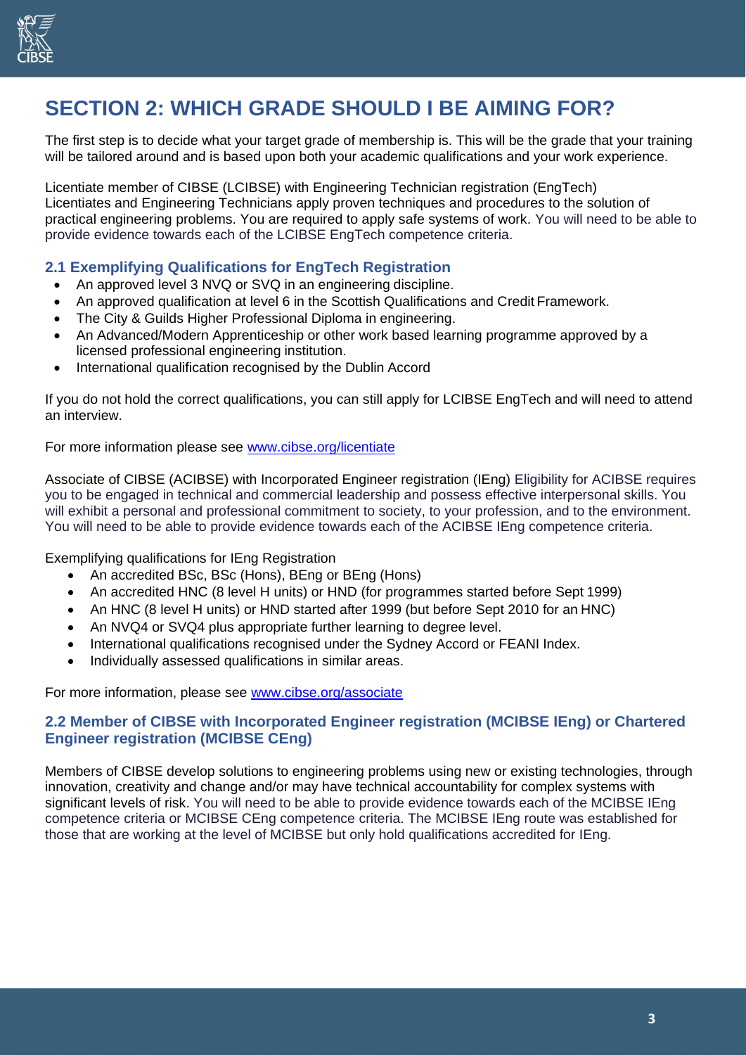# SECTION 2: WHICH GRADE SHOULD I BE AIMING FOR?

The first step is to decide what your target grade of membership is. This will be the grade that your training will be tailored around and is based upon both your academic qualifications and your work experience.

Licentiate member of CIBSE (LCIBSE) with Engineering Technician registration (EngTech)
Licentiates and Engineering Technicians apply proven techniques and procedures to the solution of practical engineering problems. You are required to apply safe systems of work. You will need to be able to provide evidence towards each of the LCIBSE EngTech competence criteria.

### 2.1 Exemplifying Qualifications for EngTech Registration

- An approved level 3 NVQ or SVQ in an engineering discipline.
- An approved qualification at level 6 in the Scottish Qualifications and Credit Framework.
- The City & Guilds Higher Professional Diploma in engineering.
- An Advanced/Modern Apprenticeship or other work based learning programme approved by a licensed professional engineering institution.
- International qualification recognised by the Dublin Accord

If you do not hold the correct qualifications, you can still apply for LCIBSE EngTech and will need to attend an interview.

For more information please see [www.cibse.org/licentiate](www.cibse.org/licentiate)

Associate of CIBSE (ACIBSE) with Incorporated Engineer registration (IEng) Eligibility for ACIBSE requires you to be engaged in technical and commercial leadership and possess effective interpersonal skills. You will exhibit a personal and professional commitment to society, to your profession, and to the environment. You will need to be able to provide evidence towards each of the ACIBSE IEng competence criteria.

Exemplifying qualifications for IEng Registration

- An accredited BSc, BSc (Hons), BEng or BEng (Hons)
- An accredited HNC (8 level H units) or HND (for programmes started before Sept 1999)
- An HNC (8 level H units) or HND started after 1999 (but before Sept 2010 for an HNC)
- An NVQ4 or SVQ4 plus appropriate further learning to degree level.
- International qualifications recognised under the Sydney Accord or FEANI Index.
- Individually assessed qualifications in similar areas.

For more information, please see [www.cibse.org/associate](www.cibse.org/associate)

### 2.2 Member of CIBSE with Incorporated Engineer registration (MCIBSE IEng) or Chartered Engineer registration (MCIBSE CEng)

Members of CIBSE develop solutions to engineering problems using new or existing technologies, through innovation, creativity and change and/or may have technical accountability for complex systems with significant levels of risk. You will need to be able to provide evidence towards each of the MCIBSE IEng competence criteria or MCIBSE CEng competence criteria. The MCIBSE IEng route was established for those that are working at the level of MCIBSE but only hold qualifications accredited for IEng.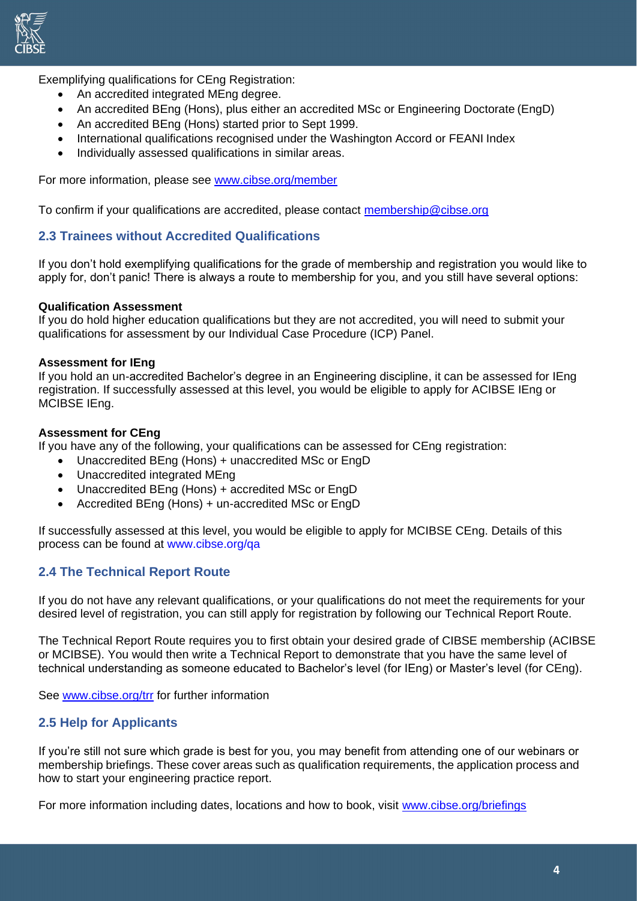Exemplifying qualifications for CEng Registration:

- An accredited integrated MEng degree.
- An accredited BEng (Hons), plus either an accredited MSc or Engineering Doctorate (EngD)
- An accredited BEng (Hons) started prior to Sept 1999.
- International qualifications recognised under the Washington Accord or FEANI Index
- Individually assessed qualifications in similar areas.

For more information, please see [www.cibse.org/member](www.cibse.org/member)

To confirm if your qualifications are accredited, please contact [membership@cibse.org](mailto:membership@cibse.org)

## 2.3 Trainees without Accredited Qualifications

If you don't hold exemplifying qualifications for the grade of membership and registration you would like to apply for, don't panic! There is always a route to membership for you, and you still have several options:

**Qualification Assessment**
If you do hold higher education qualifications but they are not accredited, you will need to submit your qualifications for assessment by our Individual Case Procedure (ICP) Panel.

**Assessment for IEng**
If you hold an un-accredited Bachelor's degree in an Engineering discipline, it can be assessed for IEng registration. If successfully assessed at this level, you would be eligible to apply for ACIBSE IEng or MCIBSE IEng.

**Assessment for CEng**
If you have any of the following, your qualifications can be assessed for CEng registration:

- Unaccredited BEng (Hons) + unaccredited MSc or EngD
- Unaccredited integrated MEng
- Unaccredited BEng (Hons) + accredited MSc or EngD
- Accredited BEng (Hons) + un-accredited MSc or EngD

If successfully assessed at this level, you would be eligible to apply for MCIBSE CEng. Details of this process can be found at www.cibse.org/qa

## 2.4 The Technical Report Route

If you do not have any relevant qualifications, or your qualifications do not meet the requirements for your desired level of registration, you can still apply for registration by following our Technical Report Route.

The Technical Report Route requires you to first obtain your desired grade of CIBSE membership (ACIBSE or MCIBSE). You would then write a Technical Report to demonstrate that you have the same level of technical understanding as someone educated to Bachelor's level (for IEng) or Master's level (for CEng).

See [www.cibse.org/trr](www.cibse.org/trr) for further information

## 2.5 Help for Applicants

If you're still not sure which grade is best for you, you may benefit from attending one of our webinars or membership briefings. These cover areas such as qualification requirements, the application process and how to start your engineering practice report.

For more information including dates, locations and how to book, visit [www.cibse.org/briefings](www.cibse.org/briefings)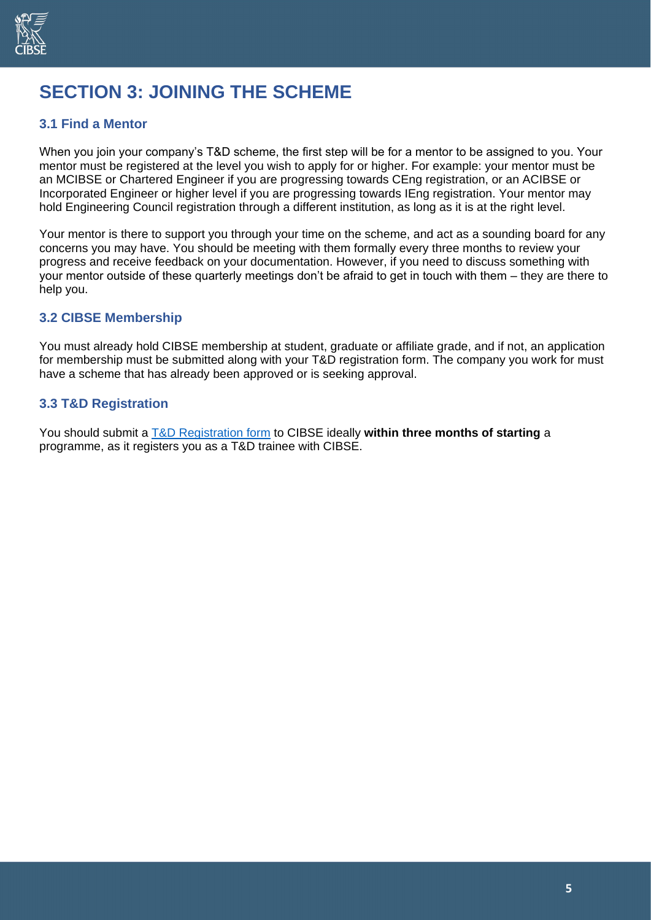# SECTION 3: JOINING THE SCHEME

## 3.1 Find a Mentor

When you join your company's T&D scheme, the first step will be for a mentor to be assigned to you. Your mentor must be registered at the level you wish to apply for or higher. For example: your mentor must be an MCIBSE or Chartered Engineer if you are progressing towards CEng registration, or an ACIBSE or Incorporated Engineer or higher level if you are progressing towards IEng registration. Your mentor may hold Engineering Council registration through a different institution, as long as it is at the right level.

Your mentor is there to support you through your time on the scheme, and act as a sounding board for any concerns you may have. You should be meeting with them formally every three months to review your progress and receive feedback on your documentation. However, if you need to discuss something with your mentor outside of these quarterly meetings don't be afraid to get in touch with them – they are there to help you.

## 3.2 CIBSE Membership

You must already hold CIBSE membership at student, graduate or affiliate grade, and if not, an application for membership must be submitted along with your T&D registration form. The company you work for must have a scheme that has already been approved or is seeking approval.

## 3.3 T&D Registration

You should submit a T&D Registration form to CIBSE ideally **within three months of starting** a programme, as it registers you as a T&D trainee with CIBSE.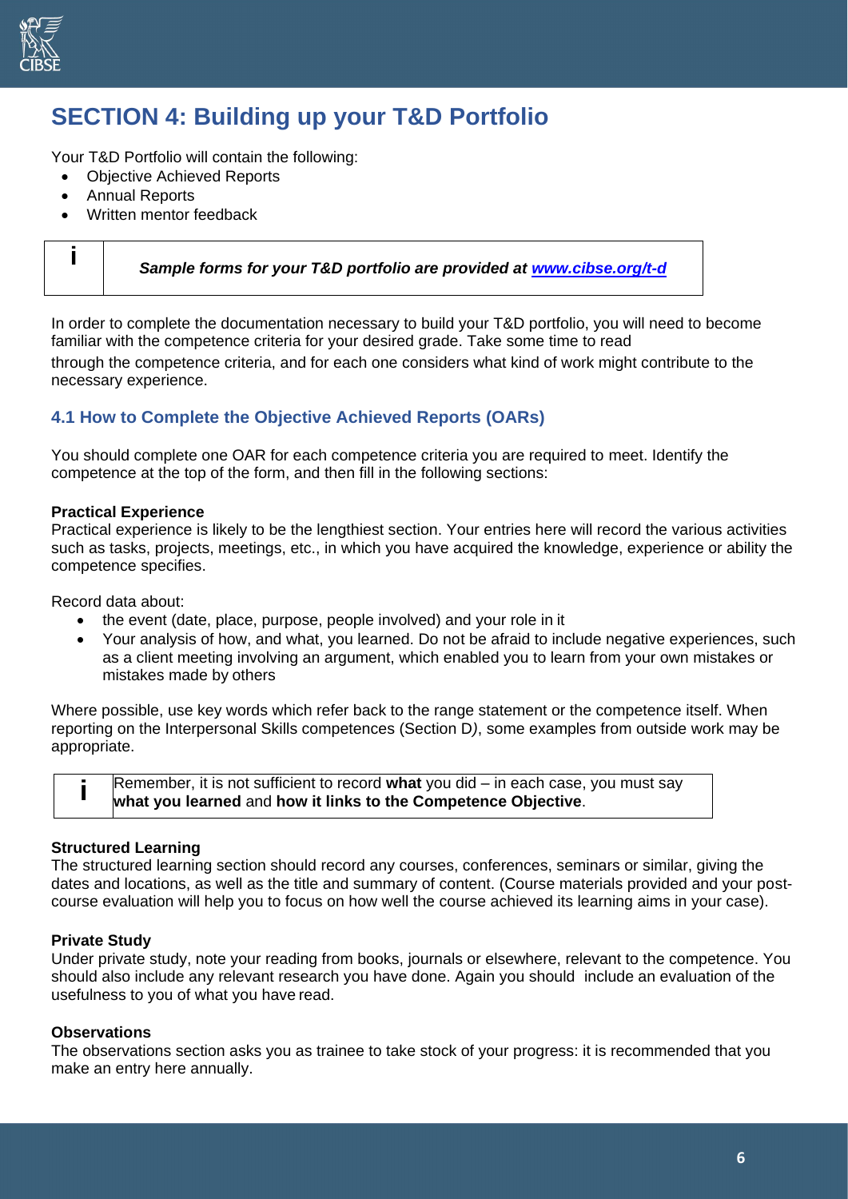# SECTION 4: Building up your T&D Portfolio

Your T&D Portfolio will contain the following:

- Objective Achieved Reports
- Annual Reports
- Written mentor feedback

> **i** ***Sample forms for your T&D portfolio are provided at [www.cibse.org/t-d](www.cibse.org/t-d)***

In order to complete the documentation necessary to build your T&D portfolio, you will need to become familiar with the competence criteria for your desired grade. Take some time to read through the competence criteria, and for each one considers what kind of work might contribute to the necessary experience.

## 4.1 How to Complete the Objective Achieved Reports (OARs)

You should complete one OAR for each competence criteria you are required to meet. Identify the competence at the top of the form, and then fill in the following sections:

**Practical Experience**

Practical experience is likely to be the lengthiest section. Your entries here will record the various activities such as tasks, projects, meetings, etc., in which you have acquired the knowledge, experience or ability the competence specifies.

Record data about:

- the event (date, place, purpose, people involved) and your role in it
- Your analysis of how, and what, you learned. Do not be afraid to include negative experiences, such as a client meeting involving an argument, which enabled you to learn from your own mistakes or mistakes made by others

Where possible, use key words which refer back to the range statement or the competence itself. When reporting on the Interpersonal Skills competences (Section D), some examples from outside work may be appropriate.

> **i** Remember, it is not sufficient to record **what** you did – in each case, you must say **what you learned** and **how it links to the Competence Objective**.

**Structured Learning**

The structured learning section should record any courses, conferences, seminars or similar, giving the dates and locations, as well as the title and summary of content. (Course materials provided and your post-course evaluation will help you to focus on how well the course achieved its learning aims in your case).

**Private Study**

Under private study, note your reading from books, journals or elsewhere, relevant to the competence. You should also include any relevant research you have done. Again you should include an evaluation of the usefulness to you of what you have read.

**Observations**

The observations section asks you as trainee to take stock of your progress: it is recommended that you make an entry here annually.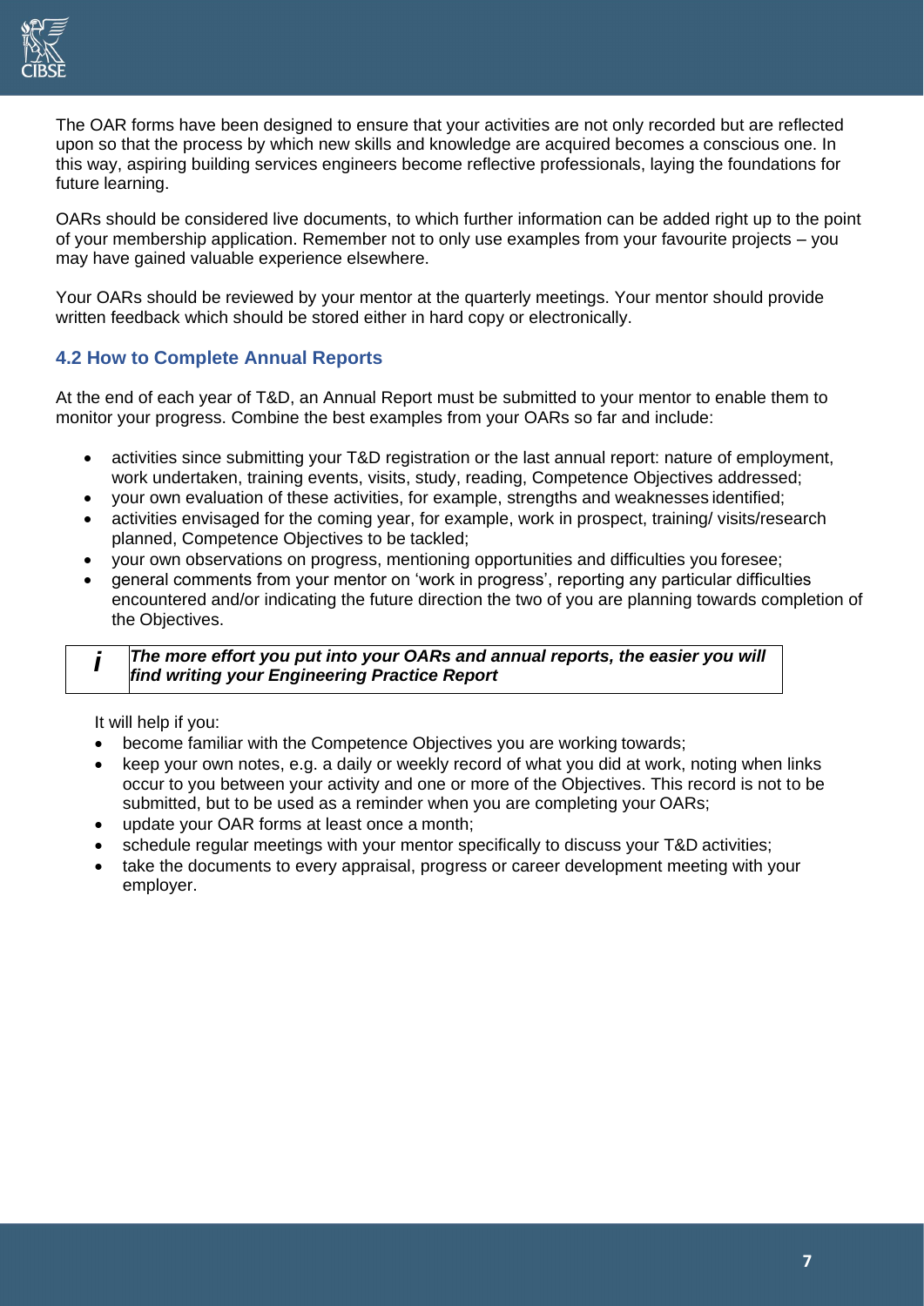The OAR forms have been designed to ensure that your activities are not only recorded but are reflected upon so that the process by which new skills and knowledge are acquired becomes a conscious one. In this way, aspiring building services engineers become reflective professionals, laying the foundations for future learning.

OARs should be considered live documents, to which further information can be added right up to the point of your membership application. Remember not to only use examples from your favourite projects – you may have gained valuable experience elsewhere.

Your OARs should be reviewed by your mentor at the quarterly meetings. Your mentor should provide written feedback which should be stored either in hard copy or electronically.

### 4.2 How to Complete Annual Reports

At the end of each year of T&D, an Annual Report must be submitted to your mentor to enable them to monitor your progress. Combine the best examples from your OARs so far and include:

- activities since submitting your T&D registration or the last annual report: nature of employment, work undertaken, training events, visits, study, reading, Competence Objectives addressed;
- your own evaluation of these activities, for example, strengths and weaknesses identified;
- activities envisaged for the coming year, for example, work in prospect, training/ visits/research planned, Competence Objectives to be tackled;
- your own observations on progress, mentioning opportunities and difficulties you foresee;
- general comments from your mentor on 'work in progress', reporting any particular difficulties encountered and/or indicating the future direction the two of you are planning towards completion of the Objectives.

| *i* | ***The more effort you put into your OARs and annual reports, the easier you will find writing your Engineering Practice Report*** |
|---|---|

It will help if you:

- become familiar with the Competence Objectives you are working towards;
- keep your own notes, e.g. a daily or weekly record of what you did at work, noting when links occur to you between your activity and one or more of the Objectives. This record is not to be submitted, but to be used as a reminder when you are completing your OARs;
- update your OAR forms at least once a month;
- schedule regular meetings with your mentor specifically to discuss your T&D activities;
- take the documents to every appraisal, progress or career development meeting with your employer.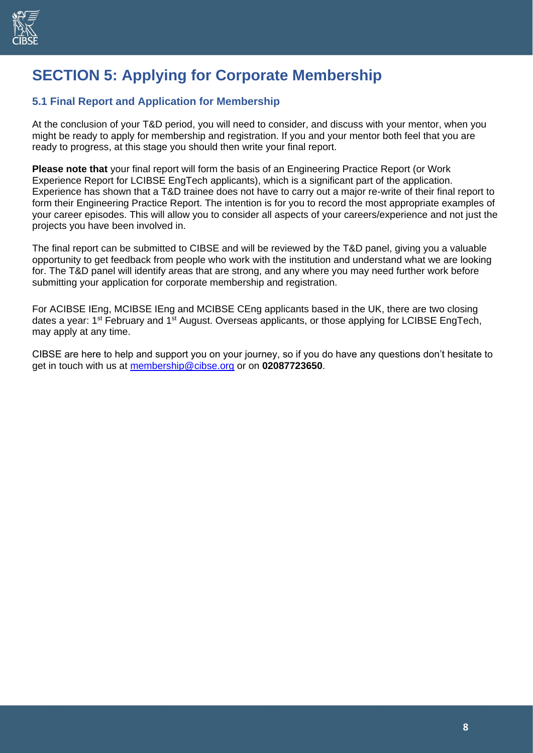# SECTION 5: Applying for Corporate Membership

### 5.1 Final Report and Application for Membership

At the conclusion of your T&D period, you will need to consider, and discuss with your mentor, when you might be ready to apply for membership and registration. If you and your mentor both feel that you are ready to progress, at this stage you should then write your final report.

**Please note that** your final report will form the basis of an Engineering Practice Report (or Work Experience Report for LCIBSE EngTech applicants), which is a significant part of the application. Experience has shown that a T&D trainee does not have to carry out a major re-write of their final report to form their Engineering Practice Report. The intention is for you to record the most appropriate examples of your career episodes. This will allow you to consider all aspects of your careers/experience and not just the projects you have been involved in.

The final report can be submitted to CIBSE and will be reviewed by the T&D panel, giving you a valuable opportunity to get feedback from people who work with the institution and understand what we are looking for. The T&D panel will identify areas that are strong, and any where you may need further work before submitting your application for corporate membership and registration.

For ACIBSE IEng, MCIBSE IEng and MCIBSE CEng applicants based in the UK, there are two closing dates a year: 1st February and 1st August. Overseas applicants, or those applying for LCIBSE EngTech, may apply at any time.

CIBSE are here to help and support you on your journey, so if you do have any questions don't hesitate to get in touch with us at [membership@cibse.org](mailto:membership@cibse.org) or on **02087723650**.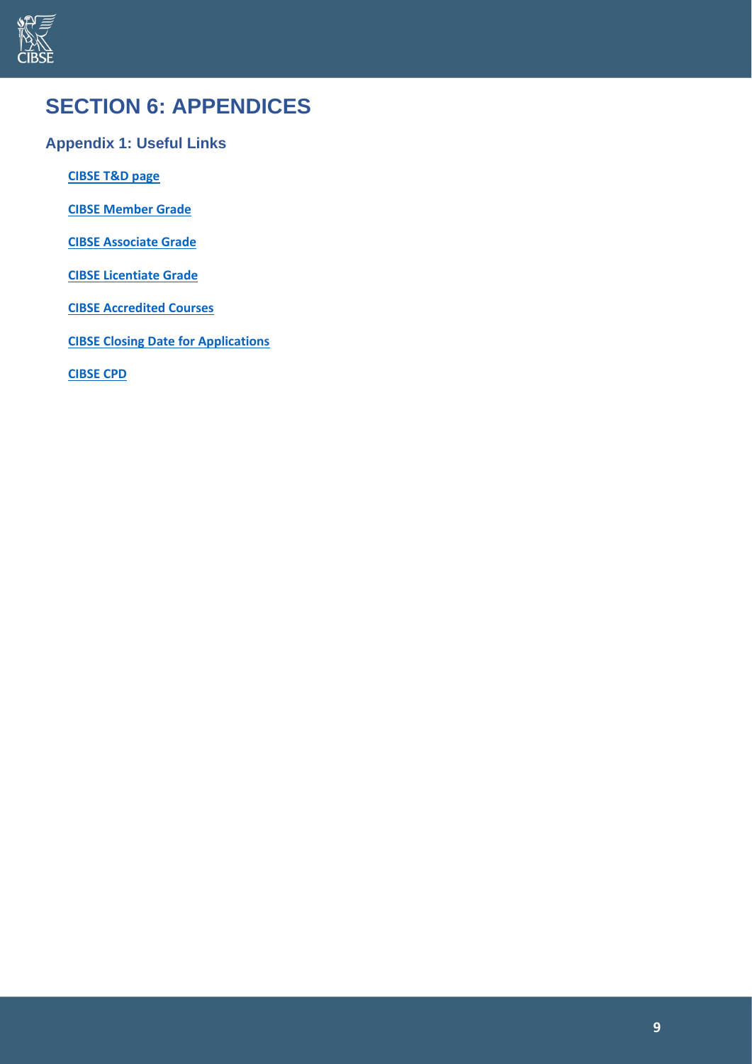# SECTION 6: APPENDICES

## Appendix 1: Useful Links

**CIBSE T&D page**

**CIBSE Member Grade**

**CIBSE Associate Grade**

**CIBSE Licentiate Grade**

**CIBSE Accredited Courses**

**CIBSE Closing Date for Applications**

**CIBSE CPD**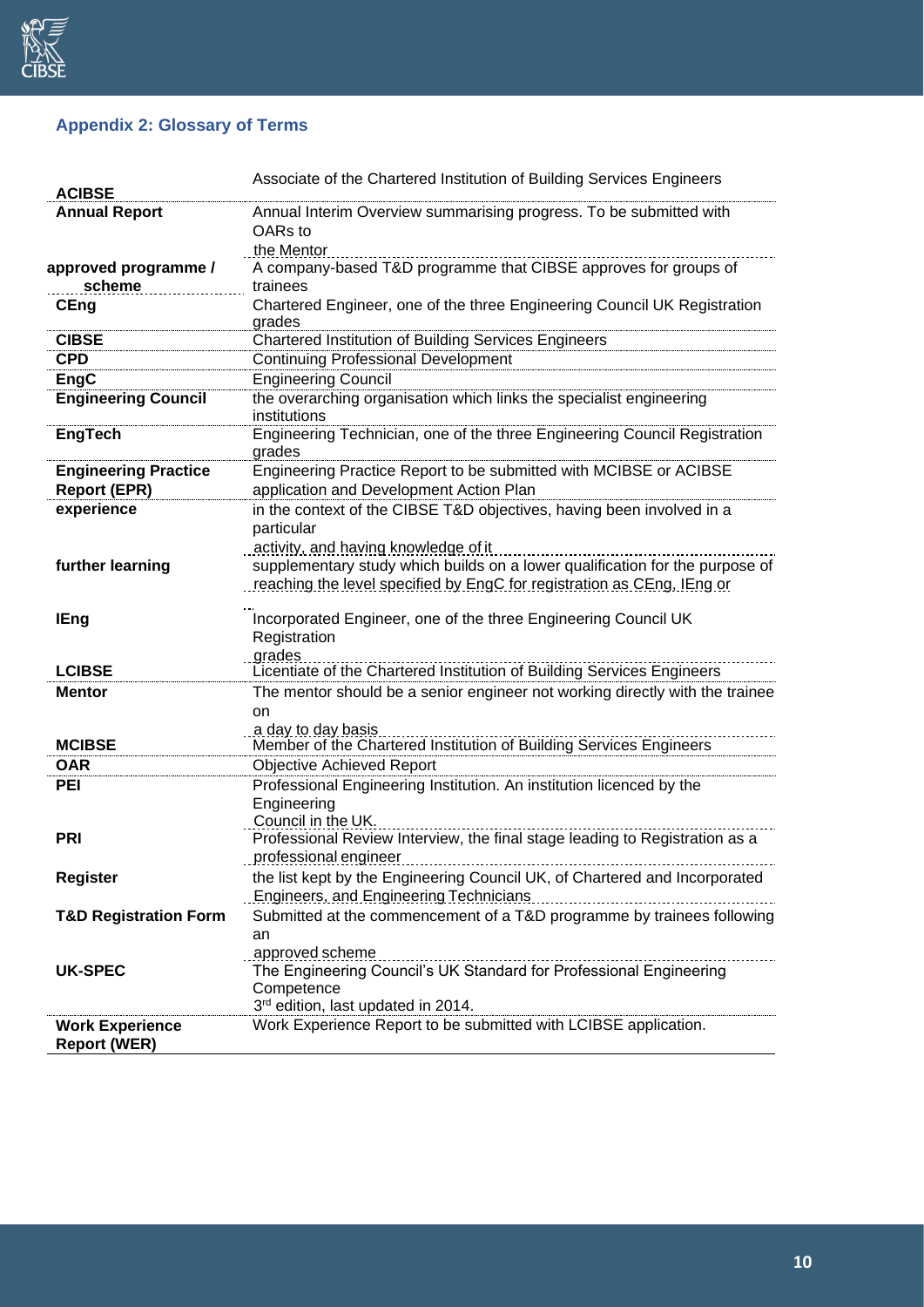## Appendix 2: Glossary of Terms

| | |
|---|---|
| **ACIBSE** | Associate of the Chartered Institution of Building Services Engineers |
| **Annual Report** | Annual Interim Overview summarising progress. To be submitted with OARs to the Mentor |
| **approved programme / scheme** | A company-based T&D programme that CIBSE approves for groups of trainees |
| **CEng** | Chartered Engineer, one of the three Engineering Council UK Registration grades |
| **CIBSE** | Chartered Institution of Building Services Engineers |
| **CPD** | Continuing Professional Development |
| **EngC** | Engineering Council |
| **Engineering Council** | the overarching organisation which links the specialist engineering institutions |
| **EngTech** | Engineering Technician, one of the three Engineering Council Registration grades |
| **Engineering Practice Report (EPR)** | Engineering Practice Report to be submitted with MCIBSE or ACIBSE application and Development Action Plan |
| **experience** | in the context of the CIBSE T&D objectives, having been involved in a particular activity, and having knowledge of it |
| **further learning** | supplementary study which builds on a lower qualification for the purpose of reaching the level specified by EngC for registration as CEng, IEng or |
| **IEng** | Incorporated Engineer, one of the three Engineering Council UK Registration grades |
| **LCIBSE** | Licentiate of the Chartered Institution of Building Services Engineers |
| **Mentor** | The mentor should be a senior engineer not working directly with the trainee on a day to day basis |
| **MCIBSE** | Member of the Chartered Institution of Building Services Engineers |
| **OAR** | Objective Achieved Report |
| **PEI** | Professional Engineering Institution. An institution licenced by the Engineering Council in the UK. |
| **PRI** | Professional Review Interview, the final stage leading to Registration as a professional engineer |
| **Register** | the list kept by the Engineering Council UK, of Chartered and Incorporated Engineers, and Engineering Technicians |
| **T&D Registration Form** | Submitted at the commencement of a T&D programme by trainees following an approved scheme |
| **UK-SPEC** | The Engineering Council's UK Standard for Professional Engineering Competence 3rd edition, last updated in 2014. |
| **Work Experience Report (WER)** | Work Experience Report to be submitted with LCIBSE application. |